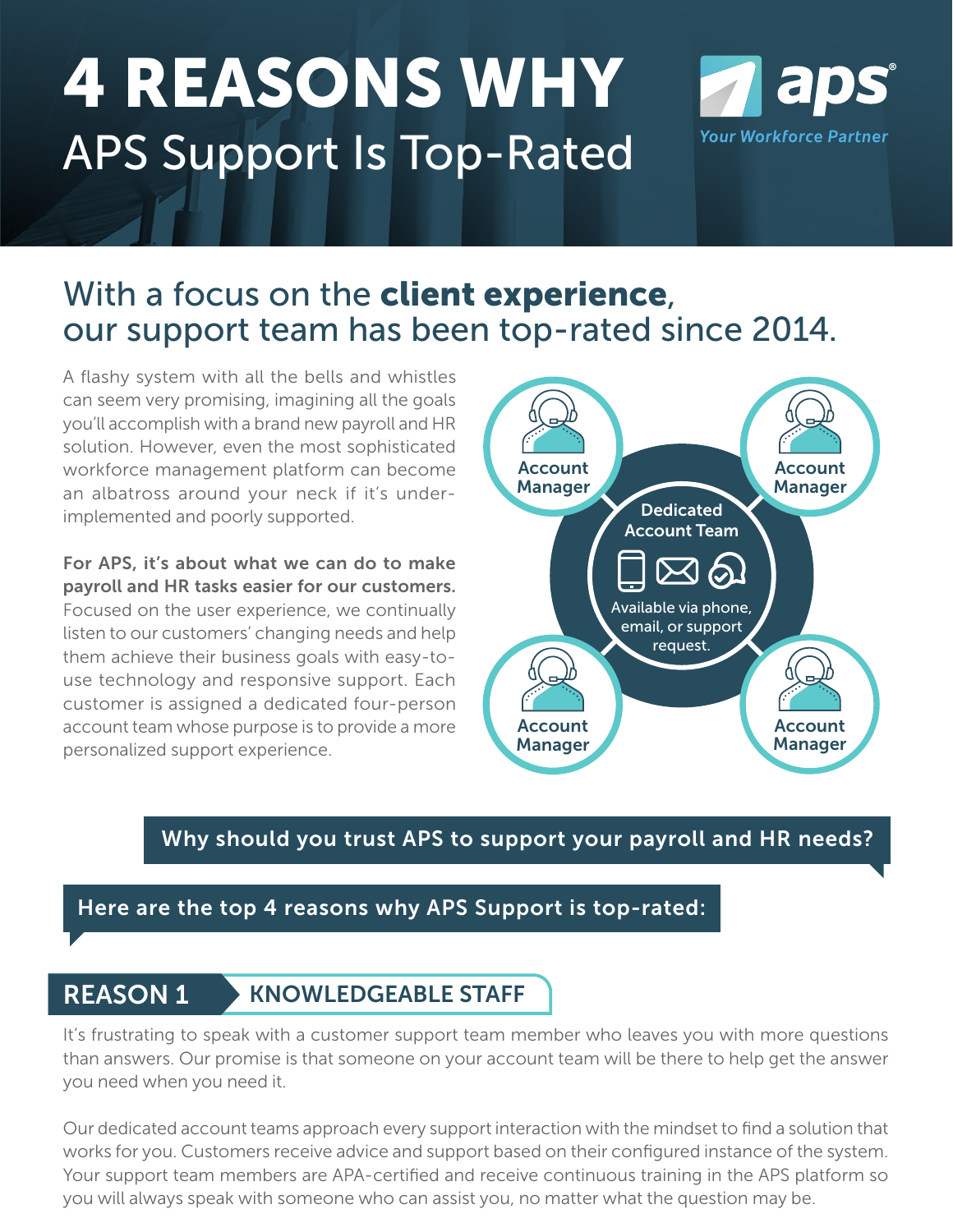# 4 REASONS WHY
## APS Support Is Top-Rated

aps
*Your Workforce Partner*

## With a focus on the **client experience**, our support team has been top-rated since 2014.

A flashy system with all the bells and whistles can seem very promising, imagining all the goals you'll accomplish with a brand new payroll and HR solution. However, even the most sophisticated workforce management platform can become an albatross around your neck if it's under-implemented and poorly supported.

**For APS, it's about what we can do to make payroll and HR tasks easier for our customers.** Focused on the user experience, we continually listen to our customers' changing needs and help them achieve their business goals with easy-to-use technology and responsive support. Each customer is assigned a dedicated four-person account team whose purpose is to provide a more personalized support experience.

Account Manager | Account Manager | Account Manager | Account Manager

**Dedicated Account Team**

Available via phone, email, or support request.

**Why should you trust APS to support your payroll and HR needs?**

**Here are the top 4 reasons why APS Support is top-rated:**

## REASON 1 — KNOWLEDGEABLE STAFF

It's frustrating to speak with a customer support team member who leaves you with more questions than answers. Our promise is that someone on your account team will be there to help get the answer you need when you need it.

Our dedicated account teams approach every support interaction with the mindset to find a solution that works for you. Customers receive advice and support based on their configured instance of the system. Your support team members are APA-certified and receive continuous training in the APS platform so you will always speak with someone who can assist you, no matter what the question may be.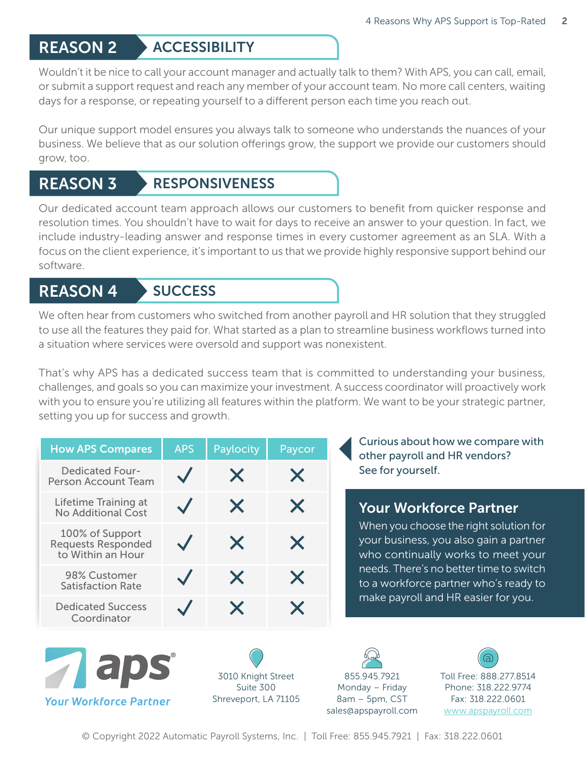## REASON 2 ACCESSIBILITY

Wouldn't it be nice to call your account manager and actually talk to them? With APS, you can call, email, or submit a support request and reach any member of your account team. No more call centers, waiting days for a response, or repeating yourself to a different person each time you reach out.

Our unique support model ensures you always talk to someone who understands the nuances of your business. We believe that as our solution offerings grow, the support we provide our customers should grow, too.

## REASON 3 RESPONSIVENESS

Our dedicated account team approach allows our customers to benefit from quicker response and resolution times. You shouldn't have to wait for days to receive an answer to your question. In fact, we include industry-leading answer and response times in every customer agreement as an SLA. With a focus on the client experience, it's important to us that we provide highly responsive support behind our software.

## REASON 4 SUCCESS

We often hear from customers who switched from another payroll and HR solution that they struggled to use all the features they paid for. What started as a plan to streamline business workflows turned into a situation where services were oversold and support was nonexistent.

That's why APS has a dedicated success team that is committed to understanding your business, challenges, and goals so you can maximize your investment. A success coordinator will proactively work with you to ensure you're utilizing all features within the platform. We want to be your strategic partner, setting you up for success and growth.

| How APS Compares | APS | Paylocity | Paycor |
|---|---|---|---|
| Dedicated Four-Person Account Team | ✓ | ✗ | ✗ |
| Lifetime Training at No Additional Cost | ✓ | ✗ | ✗ |
| 100% of Support Requests Responded to Within an Hour | ✓ | ✗ | ✗ |
| 98% Customer Satisfaction Rate | ✓ | ✗ | ✗ |
| Dedicated Success Coordinator | ✓ | ✗ | ✗ |

Curious about how we compare with other payroll and HR vendors? See for yourself.

### Your Workforce Partner

When you choose the right solution for your business, you also gain a partner who continually works to meet your needs. There's no better time to switch to a workforce partner who's ready to make payroll and HR easier for you.

aps®
*Your Workforce Partner*

3010 Knight Street
Suite 300
Shreveport, LA 71105

855.945.7921
Monday – Friday
8am – 5pm, CST
sales@apspayroll.com

Toll Free: 888.277.8514
Phone: 318.222.9774
Fax: 318.222.0601
www.apspayroll.com

© Copyright 2022 Automatic Payroll Systems, Inc. | Toll Free: 855.945.7921 | Fax: 318.222.0601